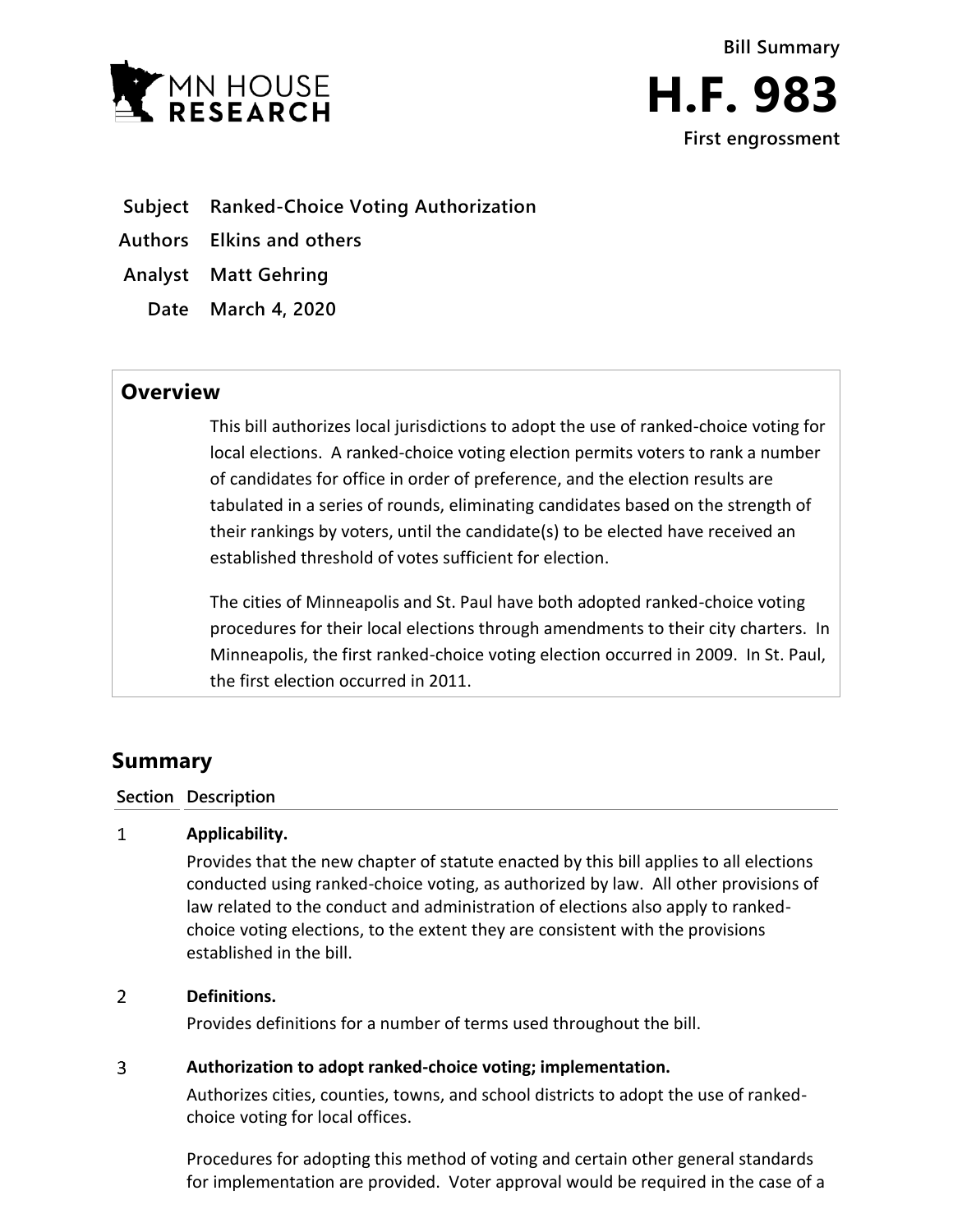**Bill Summary**

# H.F. 983

**First engrossment**

| | |
|---|---|
| **Subject** | **Ranked-Choice Voting Authorization** |
| **Authors** | **Elkins and others** |
| **Analyst** | **Matt Gehring** |
| **Date** | **March 4, 2020** |

## Overview

This bill authorizes local jurisdictions to adopt the use of ranked-choice voting for local elections. A ranked-choice voting election permits voters to rank a number of candidates for office in order of preference, and the election results are tabulated in a series of rounds, eliminating candidates based on the strength of their rankings by voters, until the candidate(s) to be elected have received an established threshold of votes sufficient for election.

The cities of Minneapolis and St. Paul have both adopted ranked-choice voting procedures for their local elections through amendments to their city charters. In Minneapolis, the first ranked-choice voting election occurred in 2009. In St. Paul, the first election occurred in 2011.

## Summary

| Section | Description |
|---|---|
| 1 | **Applicability.**<br>Provides that the new chapter of statute enacted by this bill applies to all elections conducted using ranked-choice voting, as authorized by law. All other provisions of law related to the conduct and administration of elections also apply to ranked-choice voting elections, to the extent they are consistent with the provisions established in the bill. |
| 2 | **Definitions.**<br>Provides definitions for a number of terms used throughout the bill. |
| 3 | **Authorization to adopt ranked-choice voting; implementation.**<br>Authorizes cities, counties, towns, and school districts to adopt the use of ranked-choice voting for local offices.<br><br>Procedures for adopting this method of voting and certain other general standards for implementation are provided. Voter approval would be required in the case of a |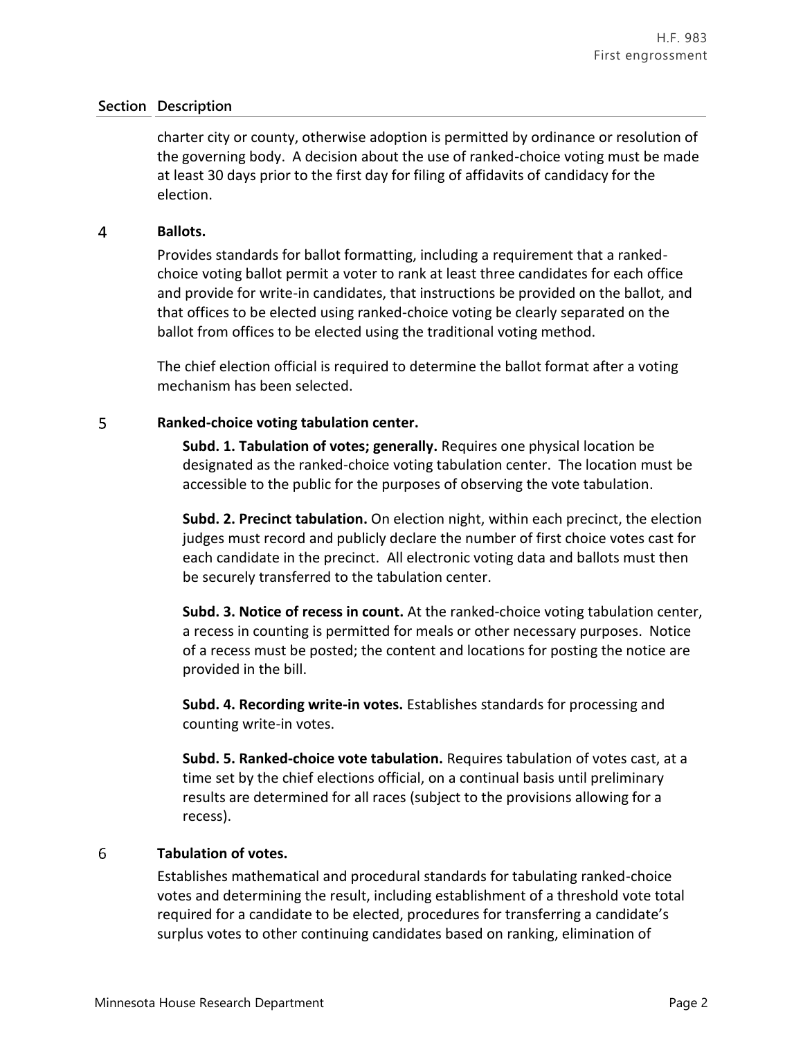| Section | Description |
|---|---|
| | charter city or county, otherwise adoption is permitted by ordinance or resolution of the governing body. A decision about the use of ranked-choice voting must be made at least 30 days prior to the first day for filing of affidavits of candidacy for the election. |
| 4 | **Ballots.**<br><br>Provides standards for ballot formatting, including a requirement that a ranked-choice voting ballot permit a voter to rank at least three candidates for each office and provide for write-in candidates, that instructions be provided on the ballot, and that offices to be elected using ranked-choice voting be clearly separated on the ballot from offices to be elected using the traditional voting method.<br><br>The chief election official is required to determine the ballot format after a voting mechanism has been selected. |
| 5 | **Ranked-choice voting tabulation center.**<br><br>**Subd. 1. Tabulation of votes; generally.** Requires one physical location be designated as the ranked-choice voting tabulation center. The location must be accessible to the public for the purposes of observing the vote tabulation.<br><br>**Subd. 2. Precinct tabulation.** On election night, within each precinct, the election judges must record and publicly declare the number of first choice votes cast for each candidate in the precinct. All electronic voting data and ballots must then be securely transferred to the tabulation center.<br><br>**Subd. 3. Notice of recess in count.** At the ranked-choice voting tabulation center, a recess in counting is permitted for meals or other necessary purposes. Notice of a recess must be posted; the content and locations for posting the notice are provided in the bill.<br><br>**Subd. 4. Recording write-in votes.** Establishes standards for processing and counting write-in votes.<br><br>**Subd. 5. Ranked-choice vote tabulation.** Requires tabulation of votes cast, at a time set by the chief elections official, on a continual basis until preliminary results are determined for all races (subject to the provisions allowing for a recess). |
| 6 | **Tabulation of votes.**<br><br>Establishes mathematical and procedural standards for tabulating ranked-choice votes and determining the result, including establishment of a threshold vote total required for a candidate to be elected, procedures for transferring a candidate's surplus votes to other continuing candidates based on ranking, elimination of |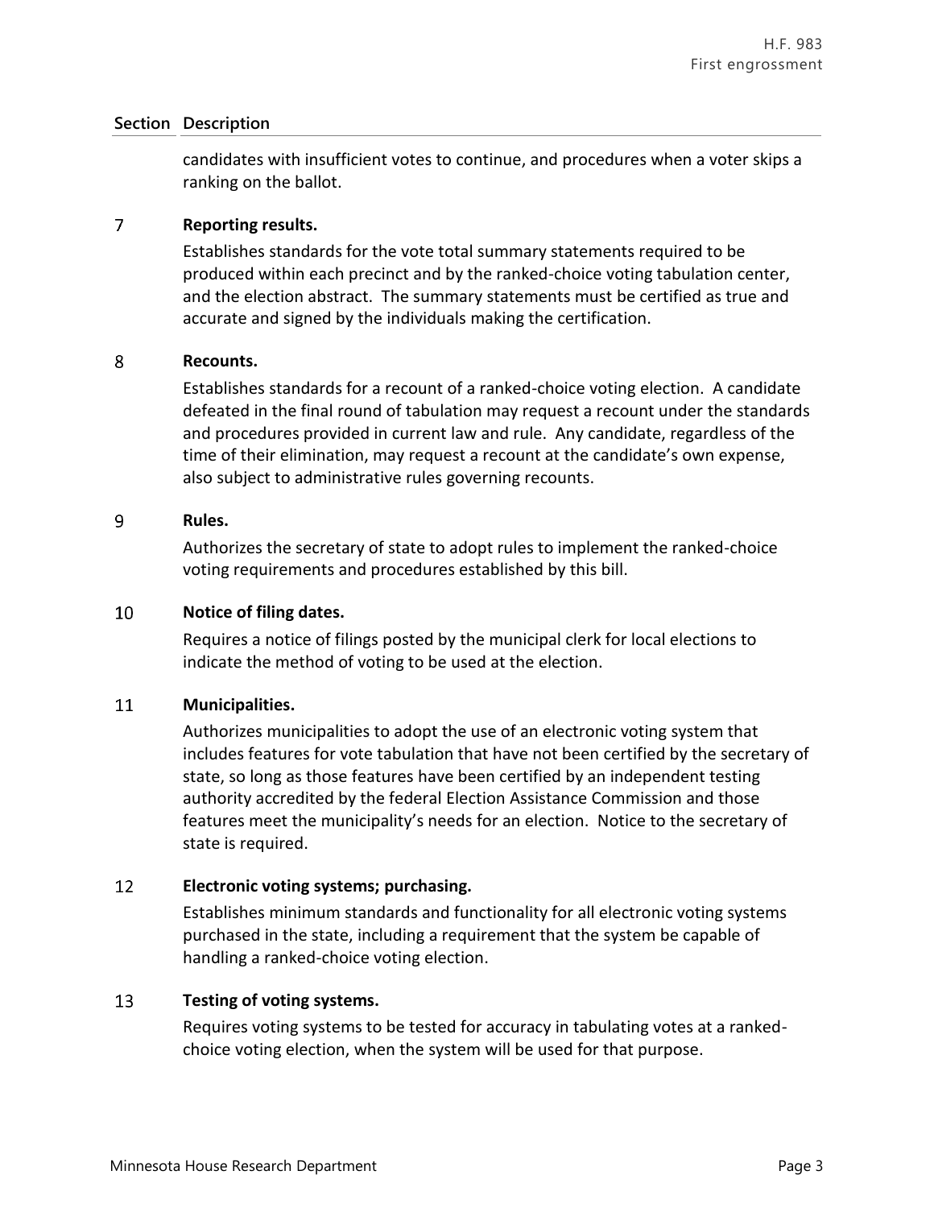| Section | Description |
|---|---|
| | candidates with insufficient votes to continue, and procedures when a voter skips a ranking on the ballot. |
| 7 | **Reporting results.**<br>Establishes standards for the vote total summary statements required to be produced within each precinct and by the ranked-choice voting tabulation center, and the election abstract. The summary statements must be certified as true and accurate and signed by the individuals making the certification. |
| 8 | **Recounts.**<br>Establishes standards for a recount of a ranked-choice voting election. A candidate defeated in the final round of tabulation may request a recount under the standards and procedures provided in current law and rule. Any candidate, regardless of the time of their elimination, may request a recount at the candidate's own expense, also subject to administrative rules governing recounts. |
| 9 | **Rules.**<br>Authorizes the secretary of state to adopt rules to implement the ranked-choice voting requirements and procedures established by this bill. |
| 10 | **Notice of filing dates.**<br>Requires a notice of filings posted by the municipal clerk for local elections to indicate the method of voting to be used at the election. |
| 11 | **Municipalities.**<br>Authorizes municipalities to adopt the use of an electronic voting system that includes features for vote tabulation that have not been certified by the secretary of state, so long as those features have been certified by an independent testing authority accredited by the federal Election Assistance Commission and those features meet the municipality's needs for an election. Notice to the secretary of state is required. |
| 12 | **Electronic voting systems; purchasing.**<br>Establishes minimum standards and functionality for all electronic voting systems purchased in the state, including a requirement that the system be capable of handling a ranked-choice voting election. |
| 13 | **Testing of voting systems.**<br>Requires voting systems to be tested for accuracy in tabulating votes at a ranked-choice voting election, when the system will be used for that purpose. |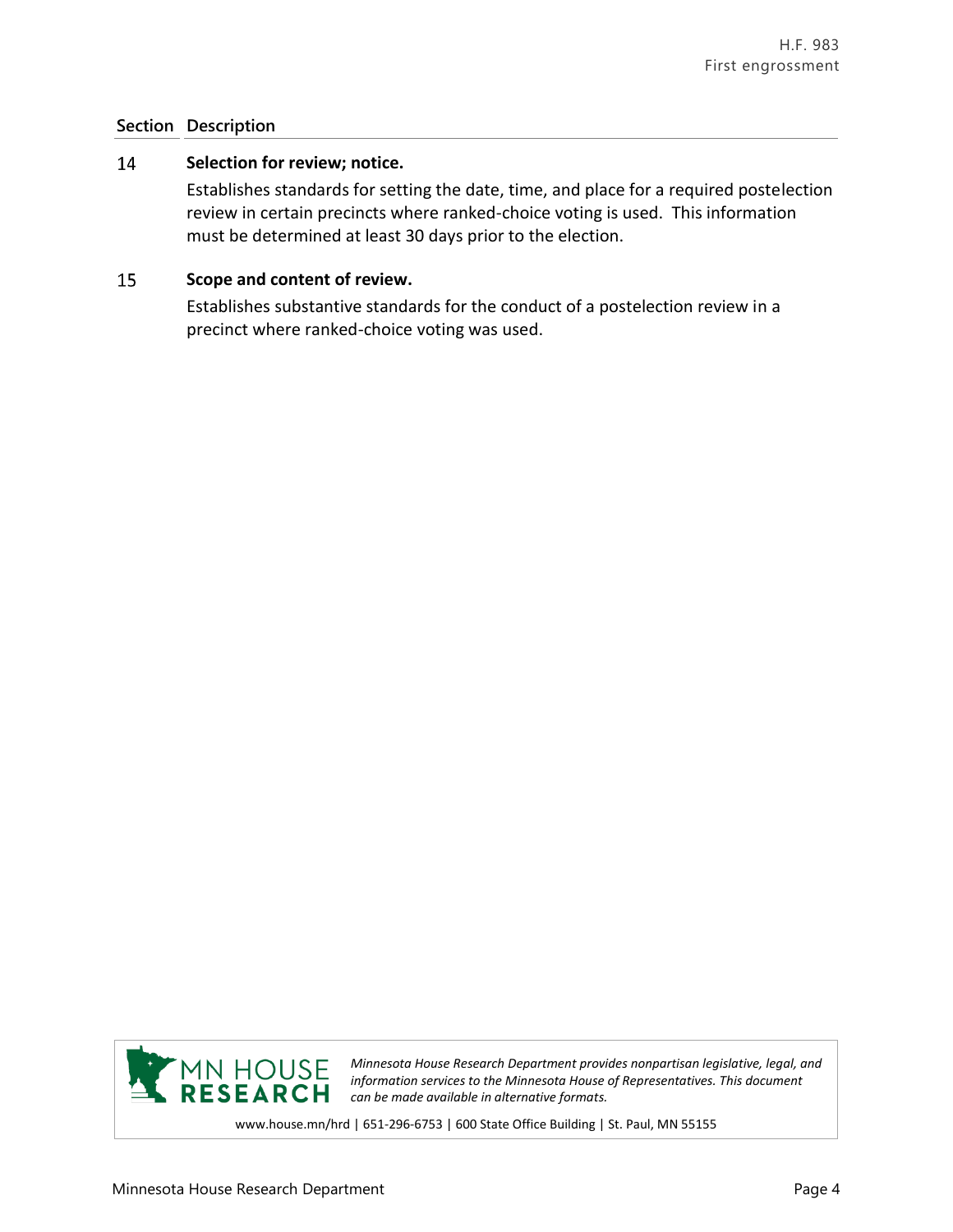| Section | Description |
|---|---|
| 14 | **Selection for review; notice.**<br>Establishes standards for setting the date, time, and place for a required postelection review in certain precincts where ranked-choice voting is used. This information must be determined at least 30 days prior to the election. |
| 15 | **Scope and content of review.**<br>Establishes substantive standards for the conduct of a postelection review in a precinct where ranked-choice voting was used. |

MN HOUSE RESEARCH

*Minnesota House Research Department provides nonpartisan legislative, legal, and information services to the Minnesota House of Representatives. This document can be made available in alternative formats.*

www.house.mn/hrd | 651-296-6753 | 600 State Office Building | St. Paul, MN 55155